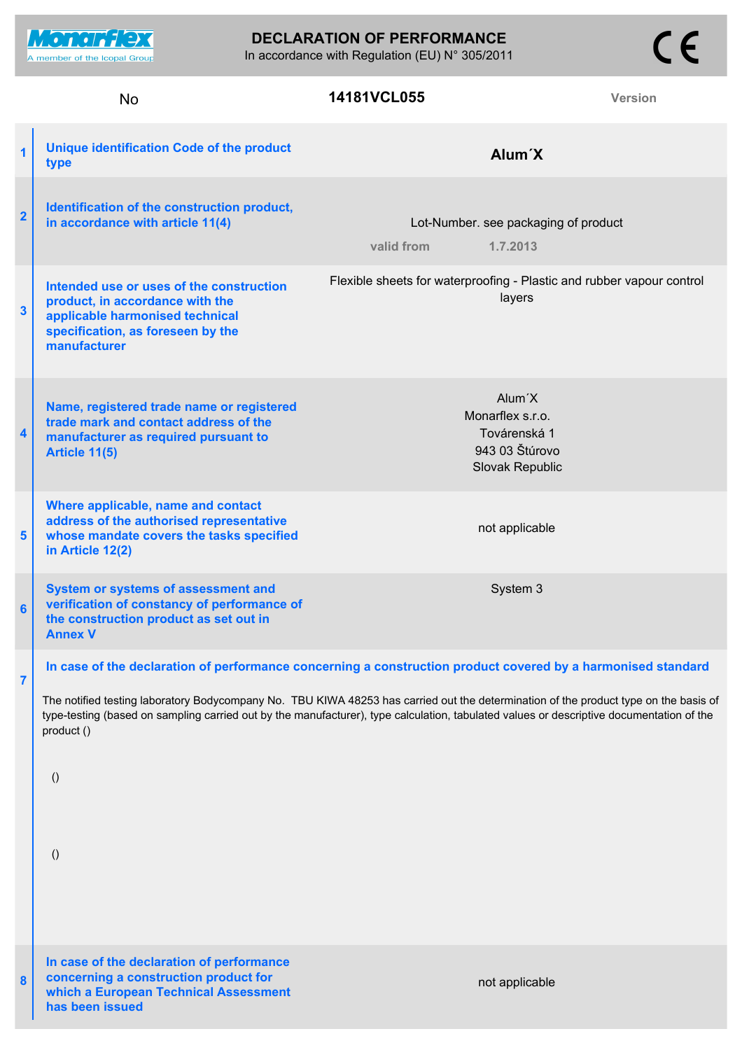Monarflex
A member of the Icopal Group

# DECLARATION OF PERFORMANCE

In accordance with Regulation (EU) N° 305/2011

CE

| No | 14181VCL055 | Version |
|---|---|---|

| | | |
|---|---|---|
| 1 | **Unique identification Code of the product type** | **Alum´X** |
| 2 | **Identification of the construction product, in accordance with article 11(4)** | Lot-Number. see packaging of product<br>valid from 1.7.2013 |
| 3 | **Intended use or uses of the construction product, in accordance with the applicable harmonised technical specification, as foreseen by the manufacturer** | Flexible sheets for waterproofing - Plastic and rubber vapour control layers |
| 4 | **Name, registered trade name or registered trade mark and contact address of the manufacturer as required pursuant to Article 11(5)** | Alum´X<br>Monarflex s.r.o.<br>Továrenská 1<br>943 03 Štúrovo<br>Slovak Republic |
| 5 | **Where applicable, name and contact address of the authorised representative whose mandate covers the tasks specified in Article 12(2)** | not applicable |
| 6 | **System or systems of assessment and verification of constancy of performance of the construction product as set out in Annex V** | System 3 |

**7 In case of the declaration of performance concerning a construction product covered by a harmonised standard**

The notified testing laboratory Bodycompany No. TBU KIWA 48253 has carried out the determination of the product type on the basis of type-testing (based on sampling carried out by the manufacturer), type calculation, tabulated values or descriptive documentation of the product ()

()

()

| | | |
|---|---|---|
| 8 | **In case of the declaration of performance concerning a construction product for which a European Technical Assessment has been issued** | not applicable |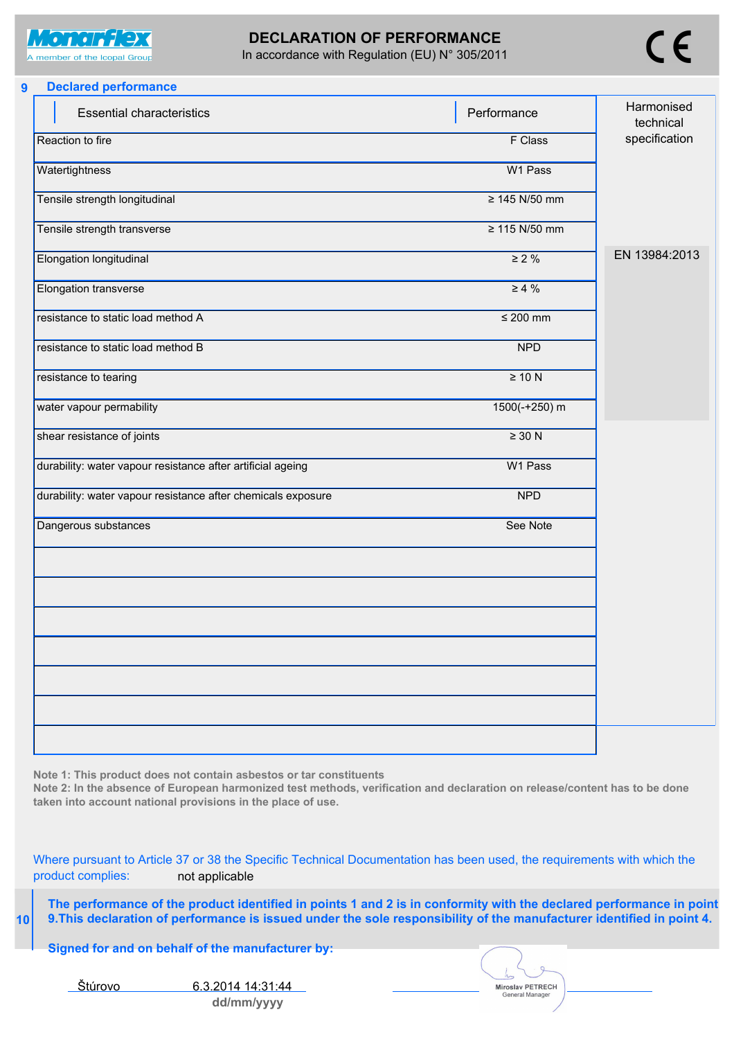# DECLARATION OF PERFORMANCE

In accordance with Regulation (EU) N° 305/2011

## 9 Declared performance

| Essential characteristics | Performance | Harmonised technical specification |
|---|---|---|
| Reaction to fire | F Class | EN 13984:2013 |
| Watertightness | W1 Pass | |
| Tensile strength longitudinal | ≥ 145 N/50 mm | |
| Tensile strength transverse | ≥ 115 N/50 mm | |
| Elongation longitudinal | ≥ 2 % | |
| Elongation transverse | ≥ 4 % | |
| resistance to static load method A | ≤ 200 mm | |
| resistance to static load method B | NPD | |
| resistance to tearing | ≥ 10 N | |
| water vapour permability | 1500(-+250) m | |
| shear resistance of joints | ≥ 30 N | |
| durability: water vapour resistance after artificial ageing | W1 Pass | |
| durability: water vapour resistance after chemicals exposure | NPD | |
| Dangerous substances | See Note | |

**Note 1: This product does not contain asbestos or tar constituents**
**Note 2: In the absence of European harmonized test methods, verification and declaration on release/content has to be done taken into account national provisions in the place of use.**

Where pursuant to Article 37 or 38 the Specific Technical Documentation has been used, the requirements with which the product complies: not applicable

## 10

**The performance of the product identified in points 1 and 2 is in conformity with the declared performance in point 9.This declaration of performance is issued under the sole responsibility of the manufacturer identified in point 4.**

**Signed for and on behalf of the manufacturer by:**

Štúrovo 6.3.2014 14:31:44
**dd/mm/yyyy**

Miroslav PETRECH
General Manager